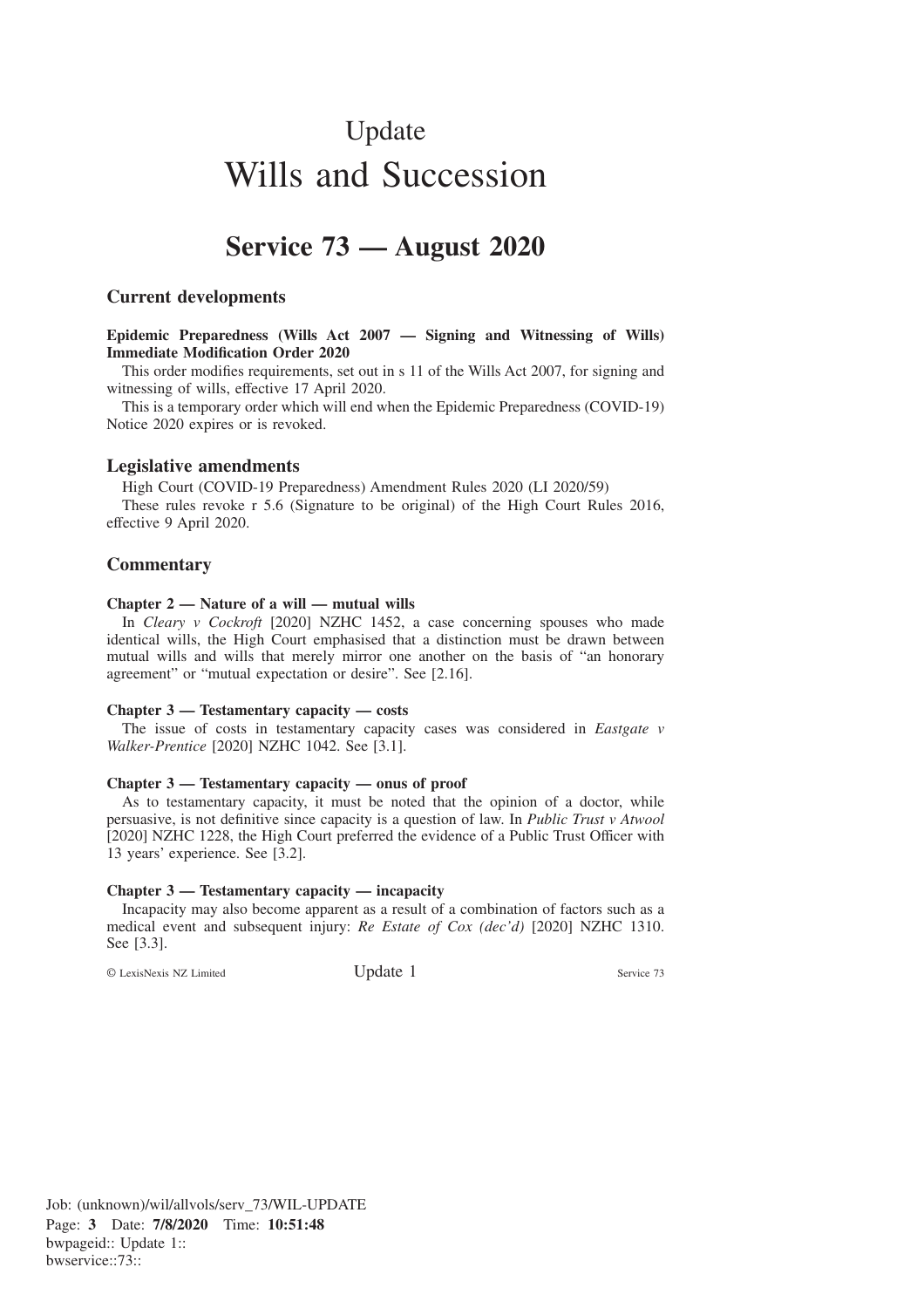# Update

# Wills and Succession

## Service 73 — August 2020

### Current developments

**Epidemic Preparedness (Wills Act 2007 — Signing and Witnessing of Wills) Immediate Modification Order 2020**

This order modifies requirements, set out in s 11 of the Wills Act 2007, for signing and witnessing of wills, effective 17 April 2020.

This is a temporary order which will end when the Epidemic Preparedness (COVID-19) Notice 2020 expires or is revoked.

### Legislative amendments

High Court (COVID-19 Preparedness) Amendment Rules 2020 (LI 2020/59)

These rules revoke r 5.6 (Signature to be original) of the High Court Rules 2016, effective 9 April 2020.

### Commentary

**Chapter 2 — Nature of a will — mutual wills**

In *Cleary v Cockroft* [2020] NZHC 1452, a case concerning spouses who made identical wills, the High Court emphasised that a distinction must be drawn between mutual wills and wills that merely mirror one another on the basis of "an honorary agreement" or "mutual expectation or desire". See [2.16].

**Chapter 3 — Testamentary capacity — costs**

The issue of costs in testamentary capacity cases was considered in *Eastgate v Walker-Prentice* [2020] NZHC 1042. See [3.1].

**Chapter 3 — Testamentary capacity — onus of proof**

As to testamentary capacity, it must be noted that the opinion of a doctor, while persuasive, is not definitive since capacity is a question of law. In *Public Trust v Atwool* [2020] NZHC 1228, the High Court preferred the evidence of a Public Trust Officer with 13 years' experience. See [3.2].

**Chapter 3 — Testamentary capacity — incapacity**

Incapacity may also become apparent as a result of a combination of factors such as a medical event and subsequent injury: *Re Estate of Cox (dec'd)* [2020] NZHC 1310. See [3.3].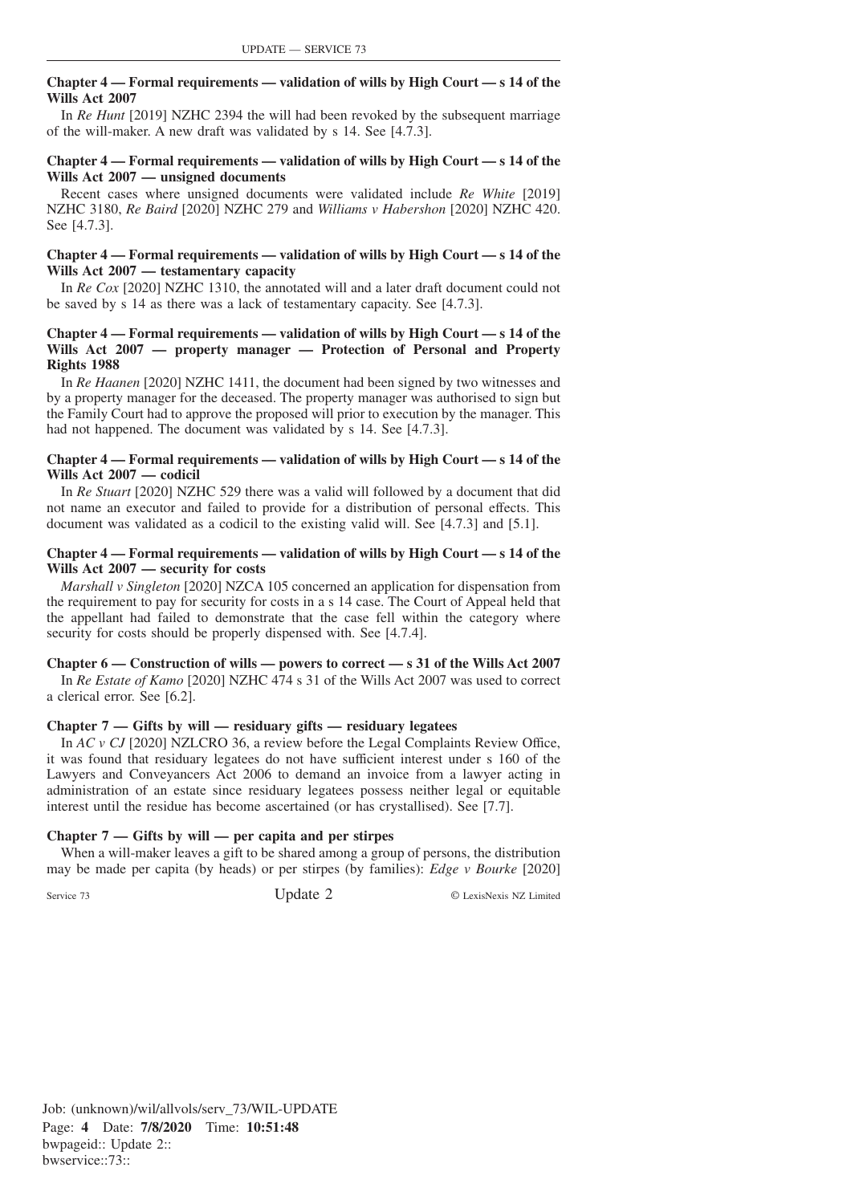**Chapter 4 — Formal requirements — validation of wills by High Court — s 14 of the Wills Act 2007**

In *Re Hunt* [2019] NZHC 2394 the will had been revoked by the subsequent marriage of the will-maker. A new draft was validated by s 14. See [4.7.3].

**Chapter 4 — Formal requirements — validation of wills by High Court — s 14 of the Wills Act 2007 — unsigned documents**

Recent cases where unsigned documents were validated include *Re White* [2019] NZHC 3180, *Re Baird* [2020] NZHC 279 and *Williams v Habershon* [2020] NZHC 420. See [4.7.3].

**Chapter 4 — Formal requirements — validation of wills by High Court — s 14 of the Wills Act 2007 — testamentary capacity**

In *Re Cox* [2020] NZHC 1310, the annotated will and a later draft document could not be saved by s 14 as there was a lack of testamentary capacity. See [4.7.3].

**Chapter 4 — Formal requirements — validation of wills by High Court — s 14 of the Wills Act 2007 — property manager — Protection of Personal and Property Rights 1988**

In *Re Haanen* [2020] NZHC 1411, the document had been signed by two witnesses and by a property manager for the deceased. The property manager was authorised to sign but the Family Court had to approve the proposed will prior to execution by the manager. This had not happened. The document was validated by s 14. See [4.7.3].

**Chapter 4 — Formal requirements — validation of wills by High Court — s 14 of the Wills Act 2007 — codicil**

In *Re Stuart* [2020] NZHC 529 there was a valid will followed by a document that did not name an executor and failed to provide for a distribution of personal effects. This document was validated as a codicil to the existing valid will. See [4.7.3] and [5.1].

**Chapter 4 — Formal requirements — validation of wills by High Court — s 14 of the Wills Act 2007 — security for costs**

*Marshall v Singleton* [2020] NZCA 105 concerned an application for dispensation from the requirement to pay for security for costs in a s 14 case. The Court of Appeal held that the appellant had failed to demonstrate that the case fell within the category where security for costs should be properly dispensed with. See [4.7.4].

**Chapter 6 — Construction of wills — powers to correct — s 31 of the Wills Act 2007**

In *Re Estate of Kamo* [2020] NZHC 474 s 31 of the Wills Act 2007 was used to correct a clerical error. See [6.2].

**Chapter 7 — Gifts by will — residuary gifts — residuary legatees**

In *AC v CJ* [2020] NZLCRO 36, a review before the Legal Complaints Review Office, it was found that residuary legatees do not have sufficient interest under s 160 of the Lawyers and Conveyancers Act 2006 to demand an invoice from a lawyer acting in administration of an estate since residuary legatees possess neither legal or equitable interest until the residue has become ascertained (or has crystallised). See [7.7].

**Chapter 7 — Gifts by will — per capita and per stirpes**

When a will-maker leaves a gift to be shared among a group of persons, the distribution may be made per capita (by heads) or per stirpes (by families): *Edge v Bourke* [2020]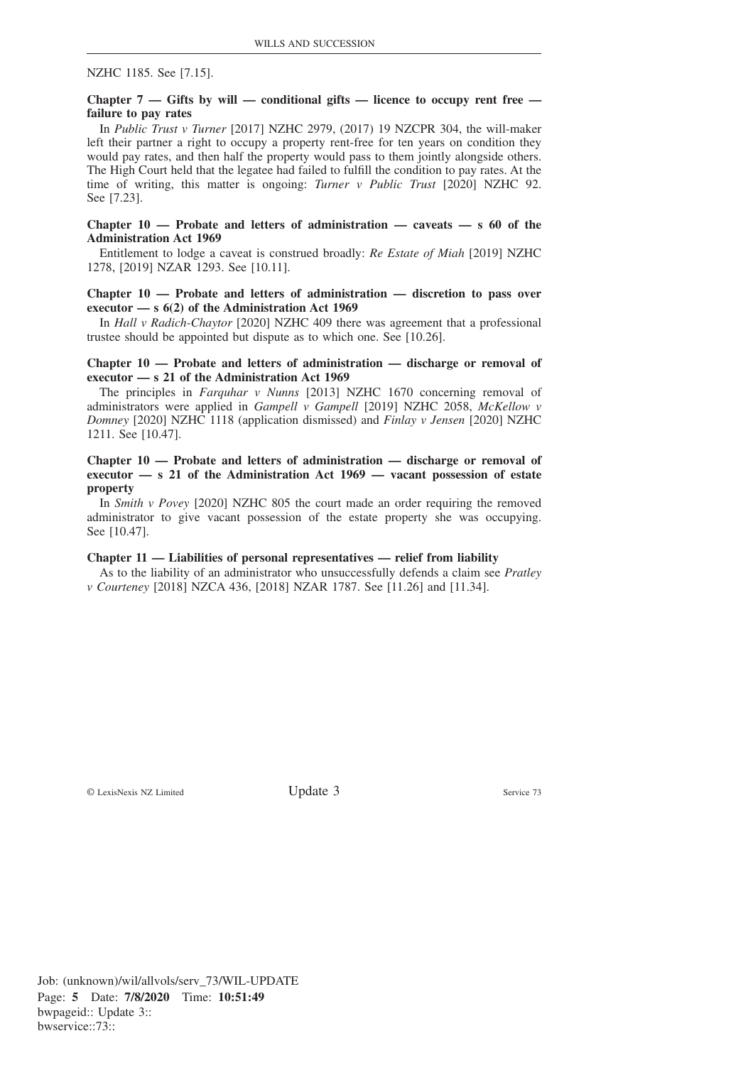NZHC 1185. See [7.15].

**Chapter 7 — Gifts by will — conditional gifts — licence to occupy rent free — failure to pay rates**

In *Public Trust v Turner* [2017] NZHC 2979, (2017) 19 NZCPR 304, the will-maker left their partner a right to occupy a property rent-free for ten years on condition they would pay rates, and then half the property would pass to them jointly alongside others. The High Court held that the legatee had failed to fulfill the condition to pay rates. At the time of writing, this matter is ongoing: *Turner v Public Trust* [2020] NZHC 92. See [7.23].

**Chapter 10 — Probate and letters of administration — caveats — s 60 of the Administration Act 1969**

Entitlement to lodge a caveat is construed broadly: *Re Estate of Miah* [2019] NZHC 1278, [2019] NZAR 1293. See [10.11].

**Chapter 10 — Probate and letters of administration — discretion to pass over executor — s 6(2) of the Administration Act 1969**

In *Hall v Radich-Chaytor* [2020] NZHC 409 there was agreement that a professional trustee should be appointed but dispute as to which one. See [10.26].

**Chapter 10 — Probate and letters of administration — discharge or removal of executor — s 21 of the Administration Act 1969**

The principles in *Farquhar v Nunns* [2013] NZHC 1670 concerning removal of administrators were applied in *Gampell v Gampell* [2019] NZHC 2058, *McKellow v Domney* [2020] NZHC 1118 (application dismissed) and *Finlay v Jensen* [2020] NZHC 1211. See [10.47].

**Chapter 10 — Probate and letters of administration — discharge or removal of executor — s 21 of the Administration Act 1969 — vacant possession of estate property**

In *Smith v Povey* [2020] NZHC 805 the court made an order requiring the removed administrator to give vacant possession of the estate property she was occupying. See [10.47].

**Chapter 11 — Liabilities of personal representatives — relief from liability**

As to the liability of an administrator who unsuccessfully defends a claim see *Pratley v Courteney* [2018] NZCA 436, [2018] NZAR 1787. See [11.26] and [11.34].